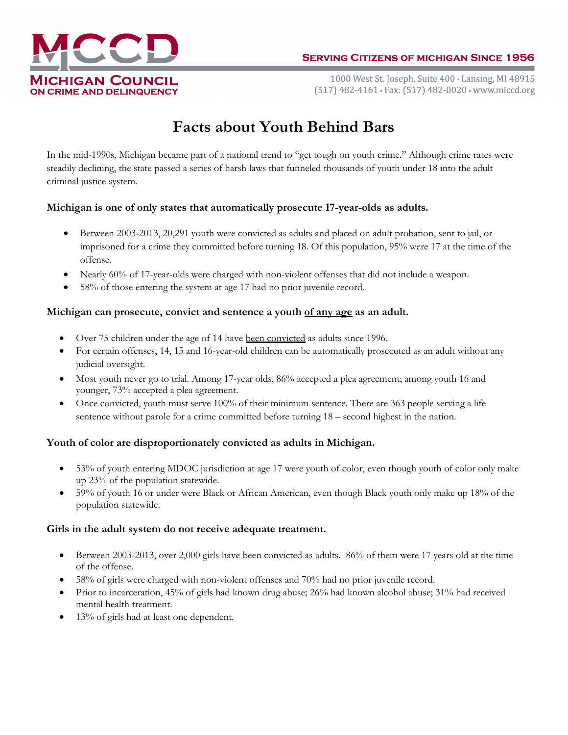MCCD

**MICHIGAN COUNCIL ON CRIME AND DELINQUENCY**

SERVING CITIZENS OF MICHIGAN SINCE 1956

1000 West St. Joseph, Suite 400 • Lansing, MI 48915
(517) 482-4161 • Fax: (517) 482-0020 • www.miccd.org

# Facts about Youth Behind Bars

In the mid-1990s, Michigan became part of a national trend to "get tough on youth crime." Although crime rates were steadily declining, the state passed a series of harsh laws that funneled thousands of youth under 18 into the adult criminal justice system.

**Michigan is one of only states that automatically prosecute 17-year-olds as adults.**

- Between 2003-2013, 20,291 youth were convicted as adults and placed on adult probation, sent to jail, or imprisoned for a crime they committed before turning 18. Of this population, 95% were 17 at the time of the offense.
- Nearly 60% of 17-year-olds were charged with non-violent offenses that did not include a weapon.
- 58% of those entering the system at age 17 had no prior juvenile record.

**Michigan can prosecute, convict and sentence a youth <u>of any age</u> as an adult.**

- Over 75 children under the age of 14 have <u>been convicted</u> as adults since 1996.
- For certain offenses, 14, 15 and 16-year-old children can be automatically prosecuted as an adult without any judicial oversight.
- Most youth never go to trial. Among 17-year olds, 86% accepted a plea agreement; among youth 16 and younger, 73% accepted a plea agreement.
- Once convicted, youth must serve 100% of their minimum sentence. There are 363 people serving a life sentence without parole for a crime committed before turning 18 – second highest in the nation.

**Youth of color are disproportionately convicted as adults in Michigan.**

- 53% of youth entering MDOC jurisdiction at age 17 were youth of color, even though youth of color only make up 23% of the population statewide.
- 59% of youth 16 or under were Black or African American, even though Black youth only make up 18% of the population statewide.

**Girls in the adult system do not receive adequate treatment.**

- Between 2003-2013, over 2,000 girls have been convicted as adults. 86% of them were 17 years old at the time of the offense.
- 58% of girls were charged with non-violent offenses and 70% had no prior juvenile record.
- Prior to incarceration, 45% of girls had known drug abuse; 26% had known alcohol abuse; 31% had received mental health treatment.
- 13% of girls had at least one dependent.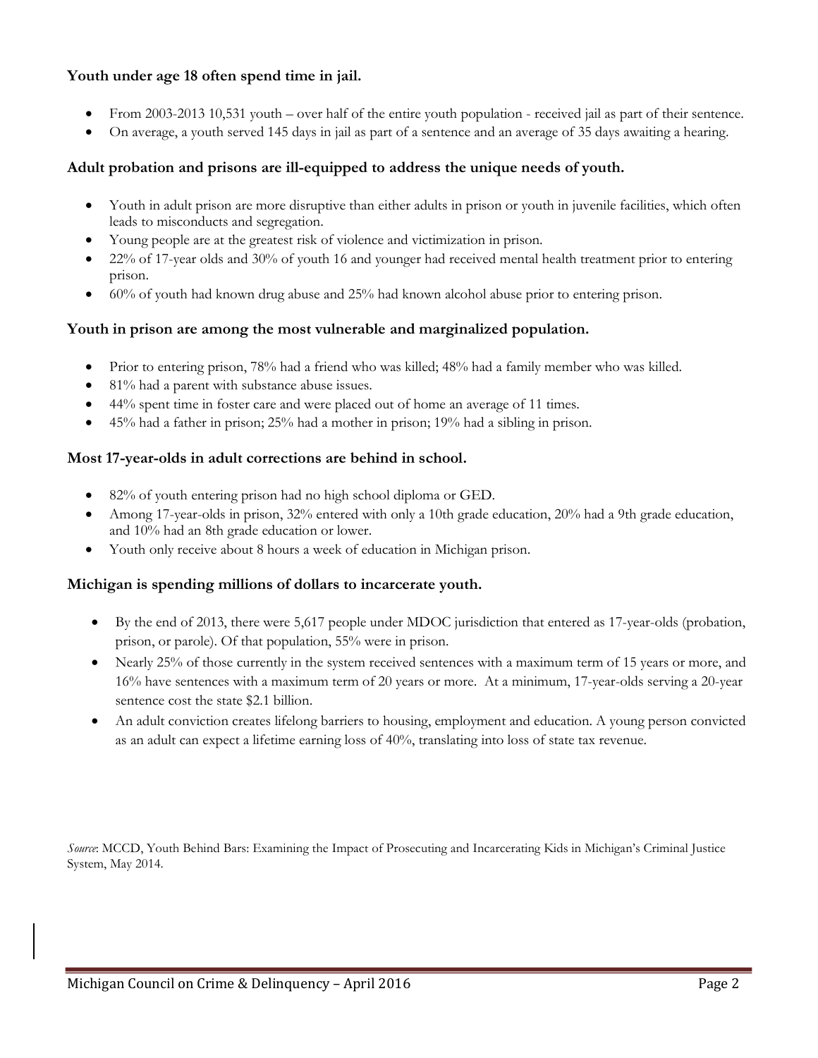**Youth under age 18 often spend time in jail.**

- From 2003-2013 10,531 youth – over half of the entire youth population - received jail as part of their sentence.
- On average, a youth served 145 days in jail as part of a sentence and an average of 35 days awaiting a hearing.

**Adult probation and prisons are ill-equipped to address the unique needs of youth.**

- Youth in adult prison are more disruptive than either adults in prison or youth in juvenile facilities, which often leads to misconducts and segregation.
- Young people are at the greatest risk of violence and victimization in prison.
- 22% of 17-year olds and 30% of youth 16 and younger had received mental health treatment prior to entering prison.
- 60% of youth had known drug abuse and 25% had known alcohol abuse prior to entering prison.

**Youth in prison are among the most vulnerable and marginalized population.**

- Prior to entering prison, 78% had a friend who was killed; 48% had a family member who was killed.
- 81% had a parent with substance abuse issues.
- 44% spent time in foster care and were placed out of home an average of 11 times.
- 45% had a father in prison; 25% had a mother in prison; 19% had a sibling in prison.

**Most 17-year-olds in adult corrections are behind in school.**

- 82% of youth entering prison had no high school diploma or GED.
- Among 17-year-olds in prison, 32% entered with only a 10th grade education, 20% had a 9th grade education, and 10% had an 8th grade education or lower.
- Youth only receive about 8 hours a week of education in Michigan prison.

**Michigan is spending millions of dollars to incarcerate youth.**

- By the end of 2013, there were 5,617 people under MDOC jurisdiction that entered as 17-year-olds (probation, prison, or parole). Of that population, 55% were in prison.
- Nearly 25% of those currently in the system received sentences with a maximum term of 15 years or more, and 16% have sentences with a maximum term of 20 years or more. At a minimum, 17-year-olds serving a 20-year sentence cost the state $2.1 billion.
- An adult conviction creates lifelong barriers to housing, employment and education. A young person convicted as an adult can expect a lifetime earning loss of 40%, translating into loss of state tax revenue.

*Source*: MCCD, Youth Behind Bars: Examining the Impact of Prosecuting and Incarcerating Kids in Michigan's Criminal Justice System, May 2014.